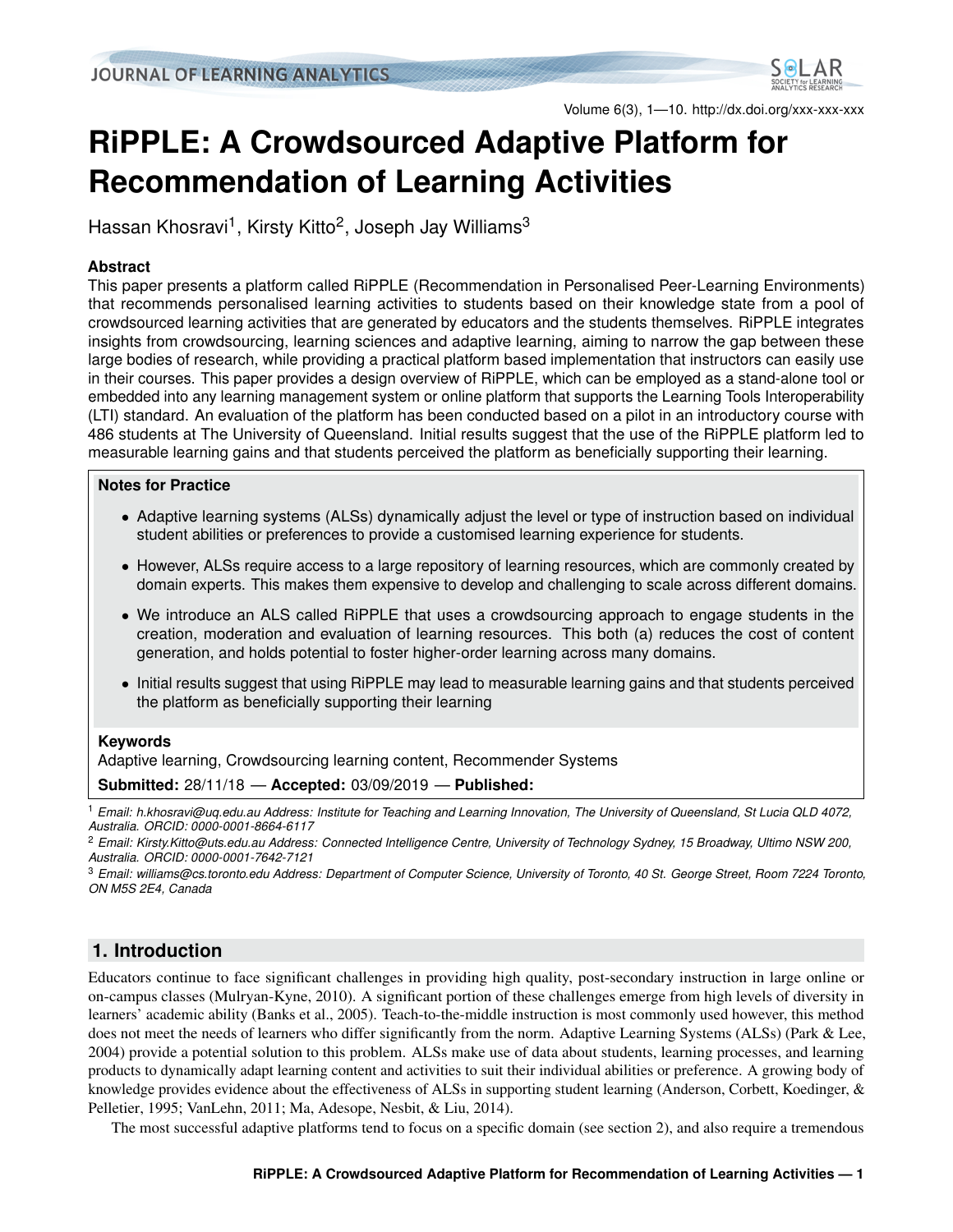# RiPPLE: A Crowdsourced Adaptive Platform for Recommendation of Learning Activities

Hassan Khosravi[1], Kirsty Kitto[2], Joseph Jay Williams[3]

## Abstract

This paper presents a platform called RiPPLE (Recommendation in Personalised Peer-Learning Environments) that recommends personalised learning activities to students based on their knowledge state from a pool of crowdsourced learning activities that are generated by educators and the students themselves. RiPPLE integrates insights from crowdsourcing, learning sciences and adaptive learning, aiming to narrow the gap between these large bodies of research, while providing a practical platform based implementation that instructors can easily use in their courses. This paper provides a design overview of RiPPLE, which can be employed as a stand-alone tool or embedded into any learning management system or online platform that supports the Learning Tools Interoperability (LTI) standard. An evaluation of the platform has been conducted based on a pilot in an introductory course with 486 students at The University of Queensland. Initial results suggest that the use of the RiPPLE platform led to measurable learning gains and that students perceived the platform as beneficially supporting their learning.

**Notes for Practice**

- Adaptive learning systems (ALSs) dynamically adjust the level or type of instruction based on individual student abilities or preferences to provide a customised learning experience for students.
- However, ALSs require access to a large repository of learning resources, which are commonly created by domain experts. This makes them expensive to develop and challenging to scale across different domains.
- We introduce an ALS called RiPPLE that uses a crowdsourcing approach to engage students in the creation, moderation and evaluation of learning resources. This both (a) reduces the cost of content generation, and holds potential to foster higher-order learning across many domains.
- Initial results suggest that using RiPPLE may lead to measurable learning gains and that students perceived the platform as beneficially supporting their learning

**Keywords**

Adaptive learning, Crowdsourcing learning content, Recommender Systems

**Submitted:** 28/11/18 — **Accepted:** 03/09/2019 — **Published:**

[1] *Email: h.khosravi@uq.edu.au Address: Institute for Teaching and Learning Innovation, The University of Queensland, St Lucia QLD 4072, Australia. ORCID: 0000-0001-8664-6117*

[2] *Email: Kirsty.Kitto@uts.edu.au Address: Connected Intelligence Centre, University of Technology Sydney, 15 Broadway, Ultimo NSW 200, Australia. ORCID: 0000-0001-7642-7121*

[3] *Email: williams@cs.toronto.edu Address: Department of Computer Science, University of Toronto, 40 St. George Street, Room 7224 Toronto, ON M5S 2E4, Canada*

## 1. Introduction

Educators continue to face significant challenges in providing high quality, post-secondary instruction in large online or on-campus classes (Mulryan-Kyne, 2010). A significant portion of these challenges emerge from high levels of diversity in learners' academic ability (Banks et al., 2005). Teach-to-the-middle instruction is most commonly used however, this method does not meet the needs of learners who differ significantly from the norm. Adaptive Learning Systems (ALSs) (Park & Lee, 2004) provide a potential solution to this problem. ALSs make use of data about students, learning processes, and learning products to dynamically adapt learning content and activities to suit their individual abilities or preference. A growing body of knowledge provides evidence about the effectiveness of ALSs in supporting student learning (Anderson, Corbett, Koedinger, & Pelletier, 1995; VanLehn, 2011; Ma, Adesope, Nesbit, & Liu, 2014).

The most successful adaptive platforms tend to focus on a specific domain (see section 2), and also require a tremendous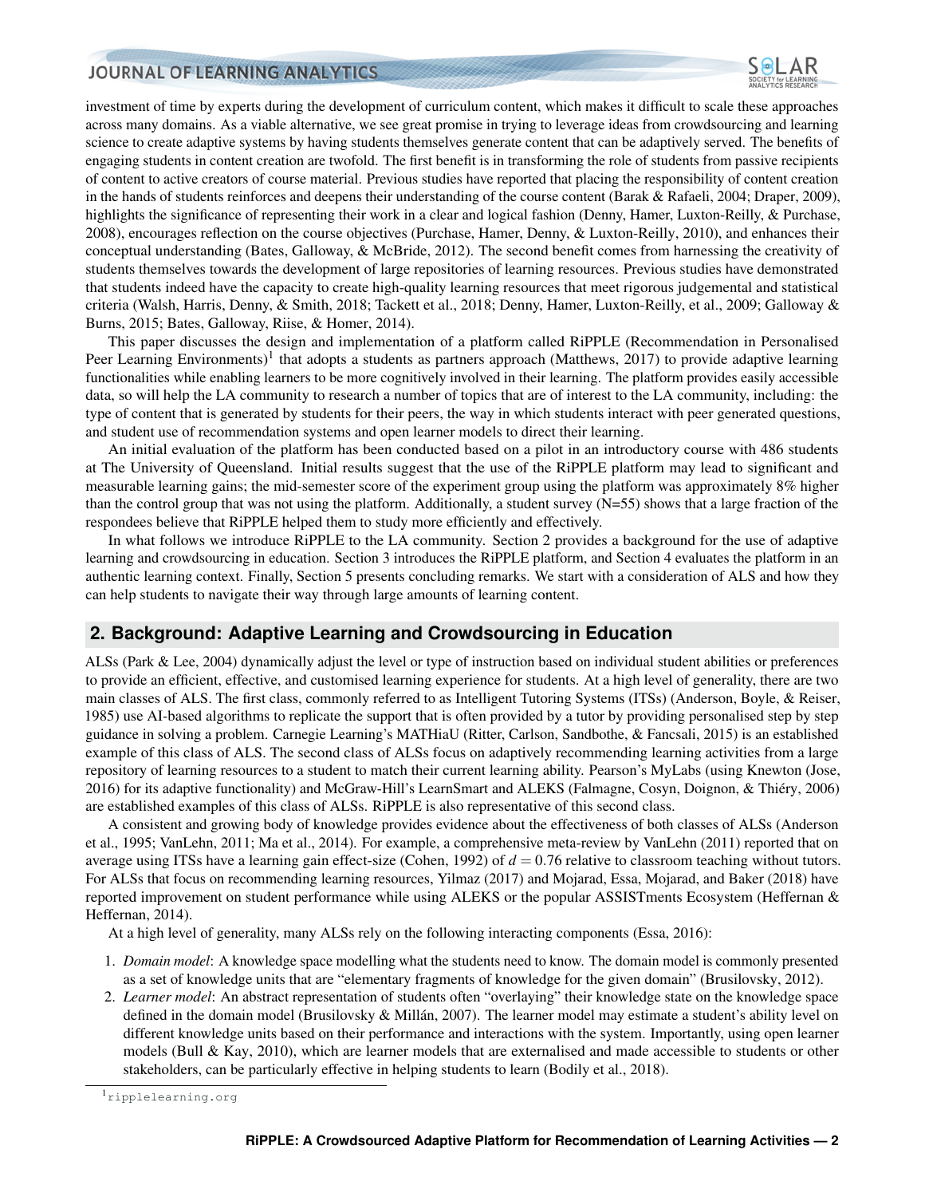investment of time by experts during the development of curriculum content, which makes it difficult to scale these approaches across many domains. As a viable alternative, we see great promise in trying to leverage ideas from crowdsourcing and learning science to create adaptive systems by having students themselves generate content that can be adaptively served. The benefits of engaging students in content creation are twofold. The first benefit is in transforming the role of students from passive recipients of content to active creators of course material. Previous studies have reported that placing the responsibility of content creation in the hands of students reinforces and deepens their understanding of the course content (Barak & Rafaeli, 2004; Draper, 2009), highlights the significance of representing their work in a clear and logical fashion (Denny, Hamer, Luxton-Reilly, & Purchase, 2008), encourages reflection on the course objectives (Purchase, Hamer, Denny, & Luxton-Reilly, 2010), and enhances their conceptual understanding (Bates, Galloway, & McBride, 2012). The second benefit comes from harnessing the creativity of students themselves towards the development of large repositories of learning resources. Previous studies have demonstrated that students indeed have the capacity to create high-quality learning resources that meet rigorous judgemental and statistical criteria (Walsh, Harris, Denny, & Smith, 2018; Tackett et al., 2018; Denny, Hamer, Luxton-Reilly, et al., 2009; Galloway & Burns, 2015; Bates, Galloway, Riise, & Homer, 2014).

This paper discusses the design and implementation of a platform called RiPPLE (Recommendation in Personalised Peer Learning Environments)[1] that adopts a students as partners approach (Matthews, 2017) to provide adaptive learning functionalities while enabling learners to be more cognitively involved in their learning. The platform provides easily accessible data, so will help the LA community to research a number of topics that are of interest to the LA community, including: the type of content that is generated by students for their peers, the way in which students interact with peer generated questions, and student use of recommendation systems and open learner models to direct their learning.

An initial evaluation of the platform has been conducted based on a pilot in an introductory course with 486 students at The University of Queensland. Initial results suggest that the use of the RiPPLE platform may lead to significant and measurable learning gains; the mid-semester score of the experiment group using the platform was approximately 8% higher than the control group that was not using the platform. Additionally, a student survey (N=55) shows that a large fraction of the respondees believe that RiPPLE helped them to study more efficiently and effectively.

In what follows we introduce RiPPLE to the LA community. Section 2 provides a background for the use of adaptive learning and crowdsourcing in education. Section 3 introduces the RiPPLE platform, and Section 4 evaluates the platform in an authentic learning context. Finally, Section 5 presents concluding remarks. We start with a consideration of ALS and how they can help students to navigate their way through large amounts of learning content.

## 2. Background: Adaptive Learning and Crowdsourcing in Education

ALSs (Park & Lee, 2004) dynamically adjust the level or type of instruction based on individual student abilities or preferences to provide an efficient, effective, and customised learning experience for students. At a high level of generality, there are two main classes of ALS. The first class, commonly referred to as Intelligent Tutoring Systems (ITSs) (Anderson, Boyle, & Reiser, 1985) use AI-based algorithms to replicate the support that is often provided by a tutor by providing personalised step by step guidance in solving a problem. Carnegie Learning's MATHiaU (Ritter, Carlson, Sandbothe, & Fancsali, 2015) is an established example of this class of ALS. The second class of ALSs focus on adaptively recommending learning activities from a large repository of learning resources to a student to match their current learning ability. Pearson's MyLabs (using Knewton (Jose, 2016) for its adaptive functionality) and McGraw-Hill's LearnSmart and ALEKS (Falmagne, Cosyn, Doignon, & Thiéry, 2006) are established examples of this class of ALSs. RiPPLE is also representative of this second class.

A consistent and growing body of knowledge provides evidence about the effectiveness of both classes of ALSs (Anderson et al., 1995; VanLehn, 2011; Ma et al., 2014). For example, a comprehensive meta-review by VanLehn (2011) reported that on average using ITSs have a learning gain effect-size (Cohen, 1992) of $d = 0.76$ relative to classroom teaching without tutors. For ALSs that focus on recommending learning resources, Yilmaz (2017) and Mojarad, Essa, Mojarad, and Baker (2018) have reported improvement on student performance while using ALEKS or the popular ASSISTments Ecosystem (Heffernan & Heffernan, 2014).

At a high level of generality, many ALSs rely on the following interacting components (Essa, 2016):

1. *Domain model*: A knowledge space modelling what the students need to know. The domain model is commonly presented as a set of knowledge units that are "elementary fragments of knowledge for the given domain" (Brusilovsky, 2012).
2. *Learner model*: An abstract representation of students often "overlaying" their knowledge state on the knowledge space defined in the domain model (Brusilovsky & Millán, 2007). The learner model may estimate a student's ability level on different knowledge units based on their performance and interactions with the system. Importantly, using open learner models (Bull & Kay, 2010), which are learner models that are externalised and made accessible to students or other stakeholders, can be particularly effective in helping students to learn (Bodily et al., 2018).

[1] ripplelearning.org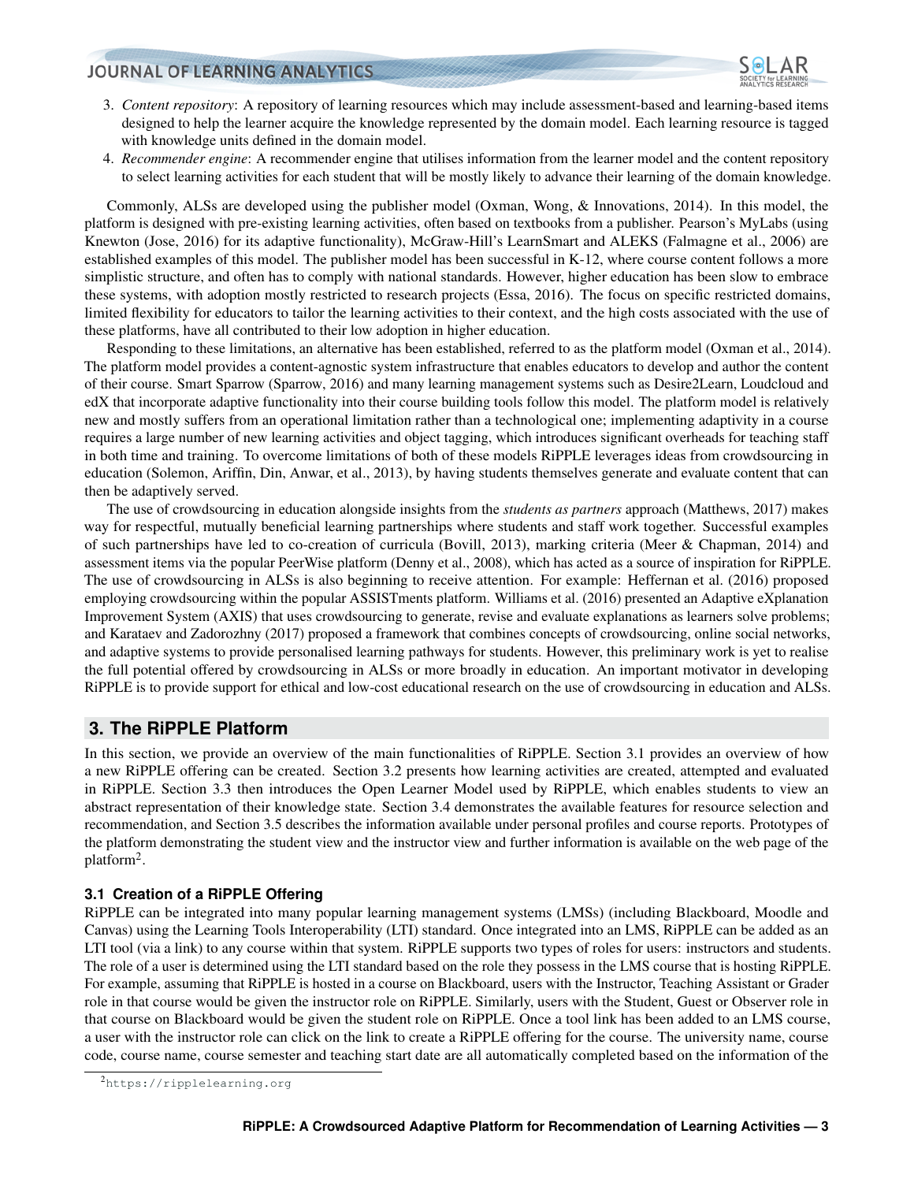3. *Content repository*: A repository of learning resources which may include assessment-based and learning-based items designed to help the learner acquire the knowledge represented by the domain model. Each learning resource is tagged with knowledge units defined in the domain model.
4. *Recommender engine*: A recommender engine that utilises information from the learner model and the content repository to select learning activities for each student that will be mostly likely to advance their learning of the domain knowledge.

Commonly, ALSs are developed using the publisher model (Oxman, Wong, & Innovations, 2014). In this model, the platform is designed with pre-existing learning activities, often based on textbooks from a publisher. Pearson's MyLabs (using Knewton (Jose, 2016) for its adaptive functionality), McGraw-Hill's LearnSmart and ALEKS (Falmagne et al., 2006) are established examples of this model. The publisher model has been successful in K-12, where course content follows a more simplistic structure, and often has to comply with national standards. However, higher education has been slow to embrace these systems, with adoption mostly restricted to research projects (Essa, 2016). The focus on specific restricted domains, limited flexibility for educators to tailor the learning activities to their context, and the high costs associated with the use of these platforms, have all contributed to their low adoption in higher education.

Responding to these limitations, an alternative has been established, referred to as the platform model (Oxman et al., 2014). The platform model provides a content-agnostic system infrastructure that enables educators to develop and author the content of their course. Smart Sparrow (Sparrow, 2016) and many learning management systems such as Desire2Learn, Loudcloud and edX that incorporate adaptive functionality into their course building tools follow this model. The platform model is relatively new and mostly suffers from an operational limitation rather than a technological one; implementing adaptivity in a course requires a large number of new learning activities and object tagging, which introduces significant overheads for teaching staff in both time and training. To overcome limitations of both of these models RiPPLE leverages ideas from crowdsourcing in education (Solemon, Ariffin, Din, Anwar, et al., 2013), by having students themselves generate and evaluate content that can then be adaptively served.

The use of crowdsourcing in education alongside insights from the *students as partners* approach (Matthews, 2017) makes way for respectful, mutually beneficial learning partnerships where students and staff work together. Successful examples of such partnerships have led to co-creation of curricula (Bovill, 2013), marking criteria (Meer & Chapman, 2014) and assessment items via the popular PeerWise platform (Denny et al., 2008), which has acted as a source of inspiration for RiPPLE. The use of crowdsourcing in ALSs is also beginning to receive attention. For example: Heffernan et al. (2016) proposed employing crowdsourcing within the popular ASSISTments platform. Williams et al. (2016) presented an Adaptive eXplanation Improvement System (AXIS) that uses crowdsourcing to generate, revise and evaluate explanations as learners solve problems; and Karataev and Zadorozhny (2017) proposed a framework that combines concepts of crowdsourcing, online social networks, and adaptive systems to provide personalised learning pathways for students. However, this preliminary work is yet to realise the full potential offered by crowdsourcing in ALSs or more broadly in education. An important motivator in developing RiPPLE is to provide support for ethical and low-cost educational research on the use of crowdsourcing in education and ALSs.

## 3. The RiPPLE Platform

In this section, we provide an overview of the main functionalities of RiPPLE. Section 3.1 provides an overview of how a new RiPPLE offering can be created. Section 3.2 presents how learning activities are created, attempted and evaluated in RiPPLE. Section 3.3 then introduces the Open Learner Model used by RiPPLE, which enables students to view an abstract representation of their knowledge state. Section 3.4 demonstrates the available features for resource selection and recommendation, and Section 3.5 describes the information available under personal profiles and course reports. Prototypes of the platform demonstrating the student view and the instructor view and further information is available on the web page of the platform[2].

### 3.1 Creation of a RiPPLE Offering

RiPPLE can be integrated into many popular learning management systems (LMSs) (including Blackboard, Moodle and Canvas) using the Learning Tools Interoperability (LTI) standard. Once integrated into an LMS, RiPPLE can be added as an LTI tool (via a link) to any course within that system. RiPPLE supports two types of roles for users: instructors and students. The role of a user is determined using the LTI standard based on the role they possess in the LMS course that is hosting RiPPLE. For example, assuming that RiPPLE is hosted in a course on Blackboard, users with the Instructor, Teaching Assistant or Grader role in that course would be given the instructor role on RiPPLE. Similarly, users with the Student, Guest or Observer role in that course on Blackboard would be given the student role on RiPPLE. Once a tool link has been added to an LMS course, a user with the instructor role can click on the link to create a RiPPLE offering for the course. The university name, course code, course name, course semester and teaching start date are all automatically completed based on the information of the

[2] https://ripplelearning.org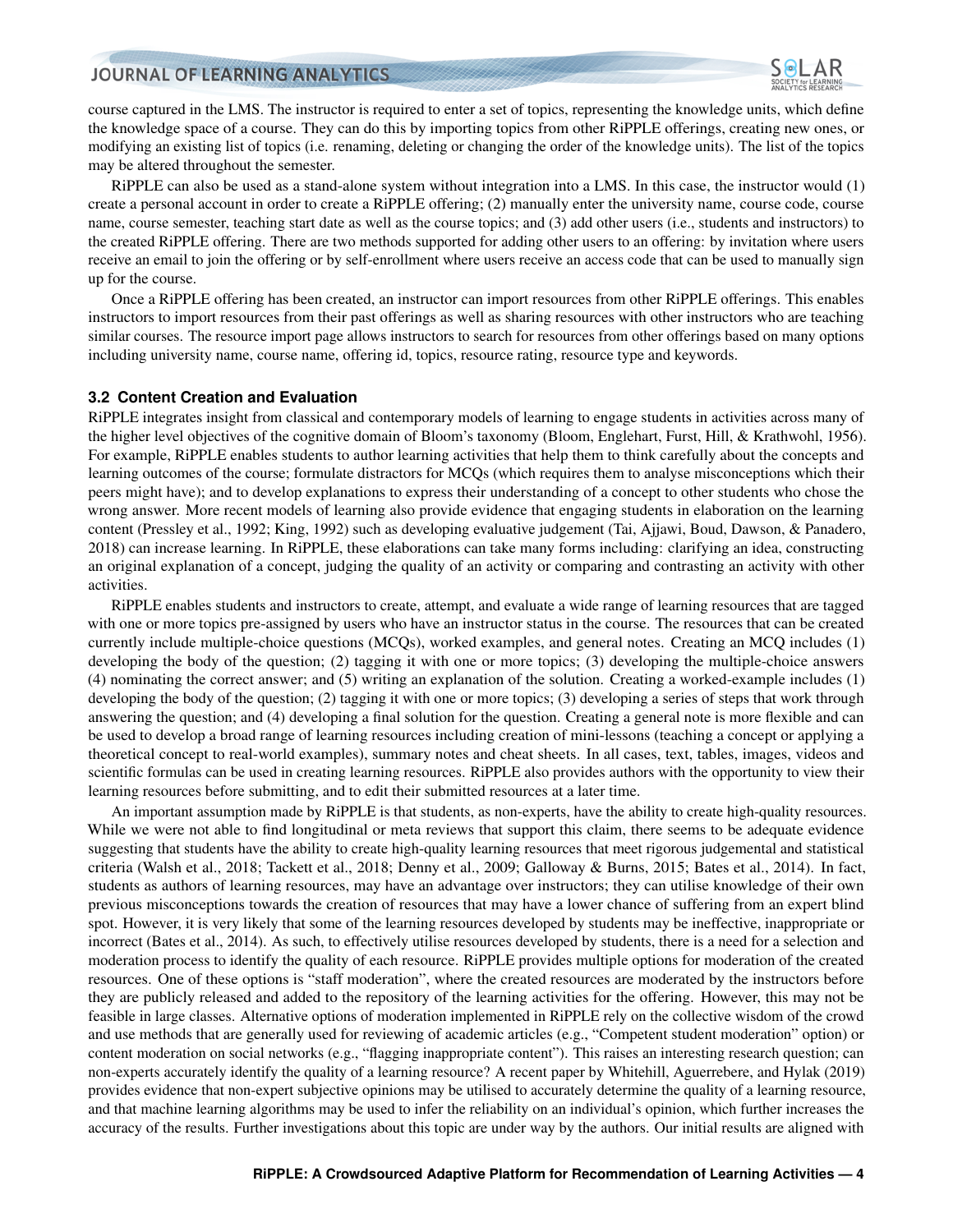course captured in the LMS. The instructor is required to enter a set of topics, representing the knowledge units, which define the knowledge space of a course. They can do this by importing topics from other RiPPLE offerings, creating new ones, or modifying an existing list of topics (i.e. renaming, deleting or changing the order of the knowledge units). The list of the topics may be altered throughout the semester.

RiPPLE can also be used as a stand-alone system without integration into a LMS. In this case, the instructor would (1) create a personal account in order to create a RiPPLE offering; (2) manually enter the university name, course code, course name, course semester, teaching start date as well as the course topics; and (3) add other users (i.e., students and instructors) to the created RiPPLE offering. There are two methods supported for adding other users to an offering: by invitation where users receive an email to join the offering or by self-enrollment where users receive an access code that can be used to manually sign up for the course.

Once a RiPPLE offering has been created, an instructor can import resources from other RiPPLE offerings. This enables instructors to import resources from their past offerings as well as sharing resources with other instructors who are teaching similar courses. The resource import page allows instructors to search for resources from other offerings based on many options including university name, course name, offering id, topics, resource rating, resource type and keywords.

### 3.2 Content Creation and Evaluation

RiPPLE integrates insight from classical and contemporary models of learning to engage students in activities across many of the higher level objectives of the cognitive domain of Bloom's taxonomy (Bloom, Englehart, Furst, Hill, & Krathwohl, 1956). For example, RiPPLE enables students to author learning activities that help them to think carefully about the concepts and learning outcomes of the course; formulate distractors for MCQs (which requires them to analyse misconceptions which their peers might have); and to develop explanations to express their understanding of a concept to other students who chose the wrong answer. More recent models of learning also provide evidence that engaging students in elaboration on the learning content (Pressley et al., 1992; King, 1992) such as developing evaluative judgement (Tai, Ajjawi, Boud, Dawson, & Panadero, 2018) can increase learning. In RiPPLE, these elaborations can take many forms including: clarifying an idea, constructing an original explanation of a concept, judging the quality of an activity or comparing and contrasting an activity with other activities.

RiPPLE enables students and instructors to create, attempt, and evaluate a wide range of learning resources that are tagged with one or more topics pre-assigned by users who have an instructor status in the course. The resources that can be created currently include multiple-choice questions (MCQs), worked examples, and general notes. Creating an MCQ includes (1) developing the body of the question; (2) tagging it with one or more topics; (3) developing the multiple-choice answers (4) nominating the correct answer; and (5) writing an explanation of the solution. Creating a worked-example includes (1) developing the body of the question; (2) tagging it with one or more topics; (3) developing a series of steps that work through answering the question; and (4) developing a final solution for the question. Creating a general note is more flexible and can be used to develop a broad range of learning resources including creation of mini-lessons (teaching a concept or applying a theoretical concept to real-world examples), summary notes and cheat sheets. In all cases, text, tables, images, videos and scientific formulas can be used in creating learning resources. RiPPLE also provides authors with the opportunity to view their learning resources before submitting, and to edit their submitted resources at a later time.

An important assumption made by RiPPLE is that students, as non-experts, have the ability to create high-quality resources. While we were not able to find longitudinal or meta reviews that support this claim, there seems to be adequate evidence suggesting that students have the ability to create high-quality learning resources that meet rigorous judgemental and statistical criteria (Walsh et al., 2018; Tackett et al., 2018; Denny et al., 2009; Galloway & Burns, 2015; Bates et al., 2014). In fact, students as authors of learning resources, may have an advantage over instructors; they can utilise knowledge of their own previous misconceptions towards the creation of resources that may have a lower chance of suffering from an expert blind spot. However, it is very likely that some of the learning resources developed by students may be ineffective, inappropriate or incorrect (Bates et al., 2014). As such, to effectively utilise resources developed by students, there is a need for a selection and moderation process to identify the quality of each resource. RiPPLE provides multiple options for moderation of the created resources. One of these options is "staff moderation", where the created resources are moderated by the instructors before they are publicly released and added to the repository of the learning activities for the offering. However, this may not be feasible in large classes. Alternative options of moderation implemented in RiPPLE rely on the collective wisdom of the crowd and use methods that are generally used for reviewing of academic articles (e.g., "Competent student moderation" option) or content moderation on social networks (e.g., "flagging inappropriate content"). This raises an interesting research question; can non-experts accurately identify the quality of a learning resource? A recent paper by Whitehill, Aguerrebere, and Hylak (2019) provides evidence that non-expert subjective opinions may be utilised to accurately determine the quality of a learning resource, and that machine learning algorithms may be used to infer the reliability on an individual's opinion, which further increases the accuracy of the results. Further investigations about this topic are under way by the authors. Our initial results are aligned with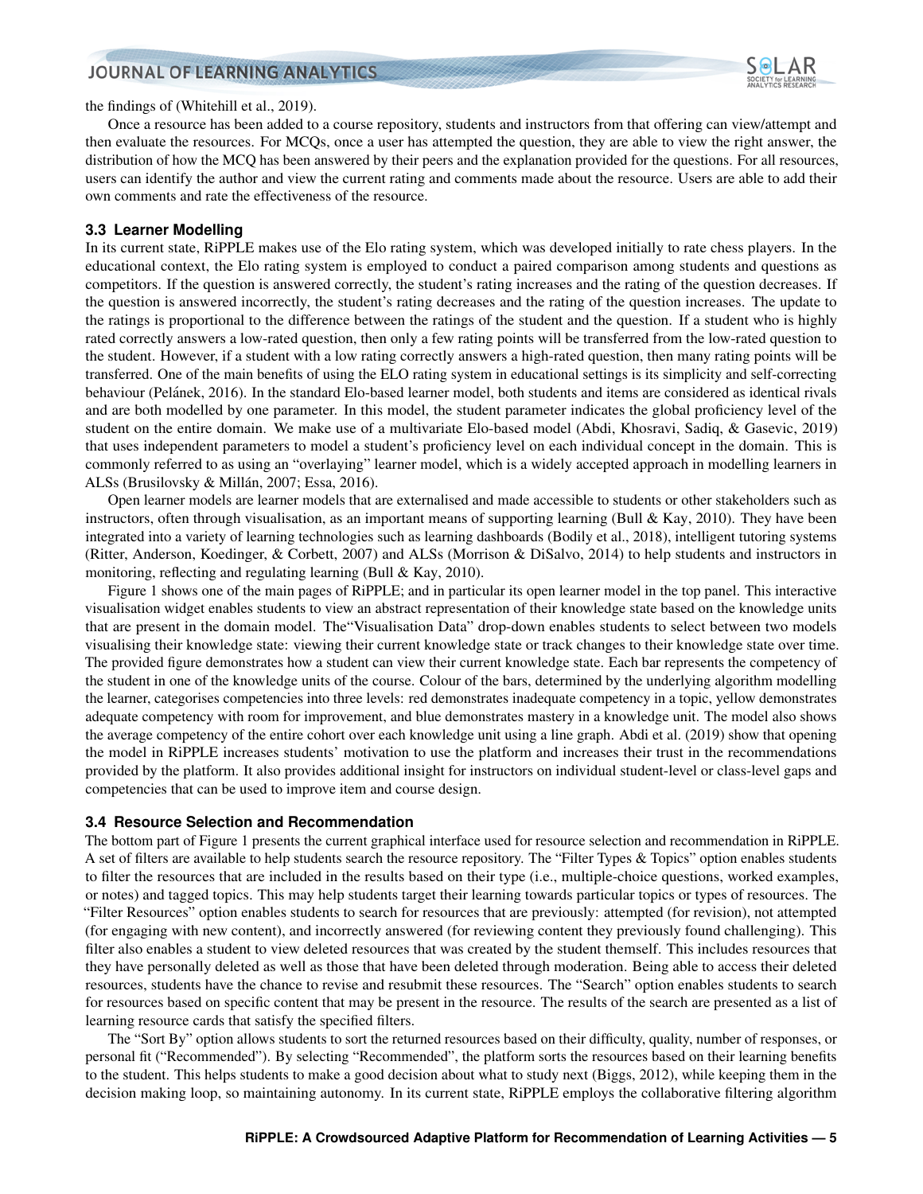the findings of (Whitehill et al., 2019).

Once a resource has been added to a course repository, students and instructors from that offering can view/attempt and then evaluate the resources. For MCQs, once a user has attempted the question, they are able to view the right answer, the distribution of how the MCQ has been answered by their peers and the explanation provided for the questions. For all resources, users can identify the author and view the current rating and comments made about the resource. Users are able to add their own comments and rate the effectiveness of the resource.

### 3.3 Learner Modelling

In its current state, RiPPLE makes use of the Elo rating system, which was developed initially to rate chess players. In the educational context, the Elo rating system is employed to conduct a paired comparison among students and questions as competitors. If the question is answered correctly, the student's rating increases and the rating of the question decreases. If the question is answered incorrectly, the student's rating decreases and the rating of the question increases. The update to the ratings is proportional to the difference between the ratings of the student and the question. If a student who is highly rated correctly answers a low-rated question, then only a few rating points will be transferred from the low-rated question to the student. However, if a student with a low rating correctly answers a high-rated question, then many rating points will be transferred. One of the main benefits of using the ELO rating system in educational settings is its simplicity and self-correcting behaviour (Pelánek, 2016). In the standard Elo-based learner model, both students and items are considered as identical rivals and are both modelled by one parameter. In this model, the student parameter indicates the global proficiency level of the student on the entire domain. We make use of a multivariate Elo-based model (Abdi, Khosravi, Sadiq, & Gasevic, 2019) that uses independent parameters to model a student's proficiency level on each individual concept in the domain. This is commonly referred to as using an "overlaying" learner model, which is a widely accepted approach in modelling learners in ALSs (Brusilovsky & Millán, 2007; Essa, 2016).

Open learner models are learner models that are externalised and made accessible to students or other stakeholders such as instructors, often through visualisation, as an important means of supporting learning (Bull & Kay, 2010). They have been integrated into a variety of learning technologies such as learning dashboards (Bodily et al., 2018), intelligent tutoring systems (Ritter, Anderson, Koedinger, & Corbett, 2007) and ALSs (Morrison & DiSalvo, 2014) to help students and instructors in monitoring, reflecting and regulating learning (Bull & Kay, 2010).

Figure 1 shows one of the main pages of RiPPLE; and in particular its open learner model in the top panel. This interactive visualisation widget enables students to view an abstract representation of their knowledge state based on the knowledge units that are present in the domain model. The"Visualisation Data" drop-down enables students to select between two models visualising their knowledge state: viewing their current knowledge state or track changes to their knowledge state over time. The provided figure demonstrates how a student can view their current knowledge state. Each bar represents the competency of the student in one of the knowledge units of the course. Colour of the bars, determined by the underlying algorithm modelling the learner, categorises competencies into three levels: red demonstrates inadequate competency in a topic, yellow demonstrates adequate competency with room for improvement, and blue demonstrates mastery in a knowledge unit. The model also shows the average competency of the entire cohort over each knowledge unit using a line graph. Abdi et al. (2019) show that opening the model in RiPPLE increases students' motivation to use the platform and increases their trust in the recommendations provided by the platform. It also provides additional insight for instructors on individual student-level or class-level gaps and competencies that can be used to improve item and course design.

### 3.4 Resource Selection and Recommendation

The bottom part of Figure 1 presents the current graphical interface used for resource selection and recommendation in RiPPLE. A set of filters are available to help students search the resource repository. The "Filter Types & Topics" option enables students to filter the resources that are included in the results based on their type (i.e., multiple-choice questions, worked examples, or notes) and tagged topics. This may help students target their learning towards particular topics or types of resources. The "Filter Resources" option enables students to search for resources that are previously: attempted (for revision), not attempted (for engaging with new content), and incorrectly answered (for reviewing content they previously found challenging). This filter also enables a student to view deleted resources that was created by the student themself. This includes resources that they have personally deleted as well as those that have been deleted through moderation. Being able to access their deleted resources, students have the chance to revise and resubmit these resources. The "Search" option enables students to search for resources based on specific content that may be present in the resource. The results of the search are presented as a list of learning resource cards that satisfy the specified filters.

The "Sort By" option allows students to sort the returned resources based on their difficulty, quality, number of responses, or personal fit ("Recommended"). By selecting "Recommended", the platform sorts the resources based on their learning benefits to the student. This helps students to make a good decision about what to study next (Biggs, 2012), while keeping them in the decision making loop, so maintaining autonomy. In its current state, RiPPLE employs the collaborative filtering algorithm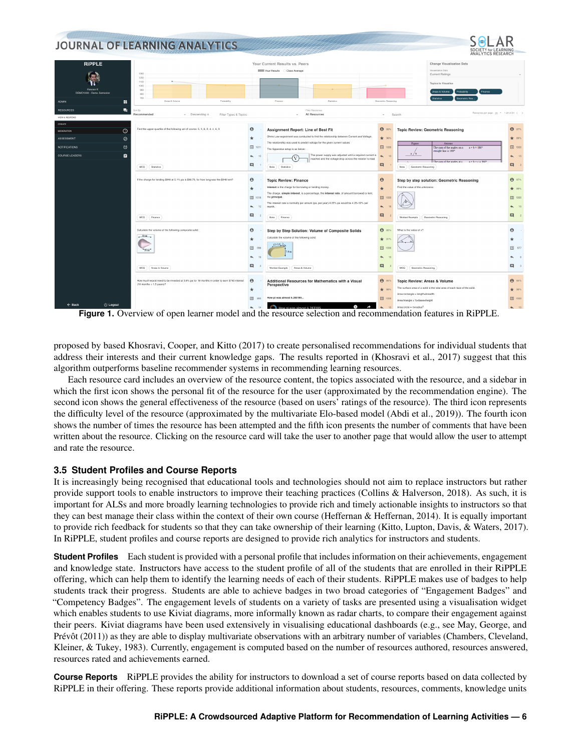**Figure 1.** Overview of open learner model and the resource selection and recommendation features in RiPPLE.

proposed by based Khosravi, Cooper, and Kitto (2017) to create personalised recommendations for individual students that address their interests and their current knowledge gaps. The results reported in (Khosravi et al., 2017) suggest that this algorithm outperforms baseline recommender systems in recommending learning resources.

Each resource card includes an overview of the resource content, the topics associated with the resource, and a sidebar in which the first icon shows the personal fit of the resource for the user (approximated by the recommendation engine). The second icon shows the general effectiveness of the resource (based on users' ratings of the resource). The third icon represents the difficulty level of the resource (approximated by the multivariate Elo-based model (Abdi et al., 2019)). The fourth icon shows the number of times the resource has been attempted and the fifth icon presents the number of comments that have been written about the resource. Clicking on the resource card will take the user to another page that would allow the user to attempt and rate the resource.

### 3.5 Student Profiles and Course Reports

It is increasingly being recognised that educational tools and technologies should not aim to replace instructors but rather provide support tools to enable instructors to improve their teaching practices (Collins & Halverson, 2018). As such, it is important for ALSs and more broadly learning technologies to provide rich and timely actionable insights to instructors so that they can best manage their class within the context of their own course (Heffernan & Heffernan, 2014). It is equally important to provide rich feedback for students so that they can take ownership of their learning (Kitto, Lupton, Davis, & Waters, 2017). In RiPPLE, student profiles and course reports are designed to provide rich analytics for instructors and students.

**Student Profiles** Each student is provided with a personal profile that includes information on their achievements, engagement and knowledge state. Instructors have access to the student profile of all of the students that are enrolled in their RiPPLE offering, which can help them to identify the learning needs of each of their students. RiPPLE makes use of badges to help students track their progress. Students are able to achieve badges in two broad categories of "Engagement Badges" and "Competency Badges". The engagement levels of students on a variety of tasks are presented using a visualisation widget which enables students to use Kiviat diagrams, more informally known as radar charts, to compare their engagement against their peers. Kiviat diagrams have been used extensively in visualising educational dashboards (e.g., see May, George, and Prévôt (2011)) as they are able to display multivariate observations with an arbitrary number of variables (Chambers, Cleveland, Kleiner, & Tukey, 1983). Currently, engagement is computed based on the number of resources authored, resources answered, resources rated and achievements earned.

**Course Reports** RiPPLE provides the ability for instructors to download a set of course reports based on data collected by RiPPLE in their offering. These reports provide additional information about students, resources, comments, knowledge units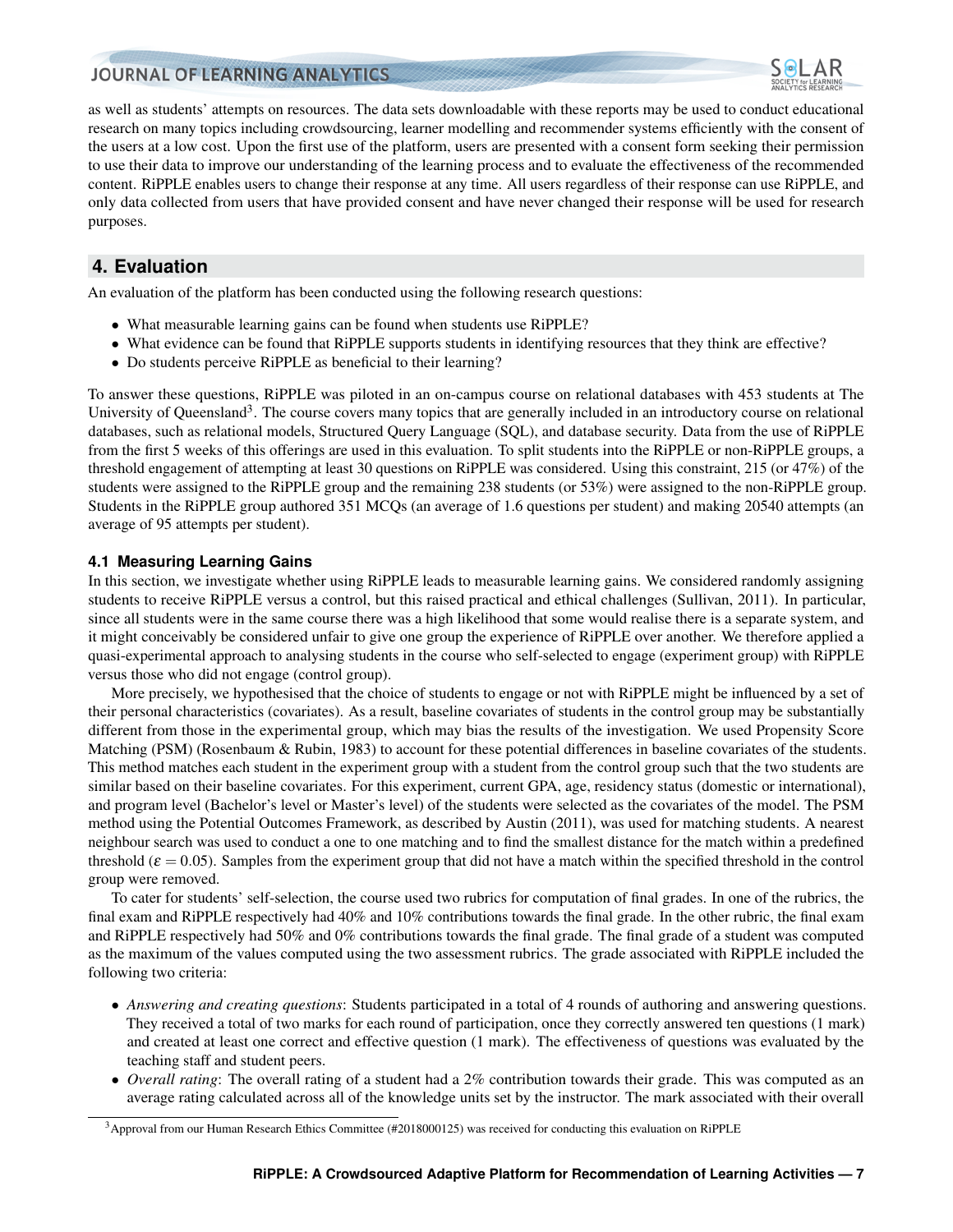as well as students' attempts on resources. The data sets downloadable with these reports may be used to conduct educational research on many topics including crowdsourcing, learner modelling and recommender systems efficiently with the consent of the users at a low cost. Upon the first use of the platform, users are presented with a consent form seeking their permission to use their data to improve our understanding of the learning process and to evaluate the effectiveness of the recommended content. RiPPLE enables users to change their response at any time. All users regardless of their response can use RiPPLE, and only data collected from users that have provided consent and have never changed their response will be used for research purposes.

## 4. Evaluation

An evaluation of the platform has been conducted using the following research questions:

- What measurable learning gains can be found when students use RiPPLE?
- What evidence can be found that RiPPLE supports students in identifying resources that they think are effective?
- Do students perceive RiPPLE as beneficial to their learning?

To answer these questions, RiPPLE was piloted in an on-campus course on relational databases with 453 students at The University of Queensland[3]. The course covers many topics that are generally included in an introductory course on relational databases, such as relational models, Structured Query Language (SQL), and database security. Data from the use of RiPPLE from the first 5 weeks of this offerings are used in this evaluation. To split students into the RiPPLE or non-RiPPLE groups, a threshold engagement of attempting at least 30 questions on RiPPLE was considered. Using this constraint, 215 (or 47%) of the students were assigned to the RiPPLE group and the remaining 238 students (or 53%) were assigned to the non-RiPPLE group. Students in the RiPPLE group authored 351 MCQs (an average of 1.6 questions per student) and making 20540 attempts (an average of 95 attempts per student).

### 4.1 Measuring Learning Gains

In this section, we investigate whether using RiPPLE leads to measurable learning gains. We considered randomly assigning students to receive RiPPLE versus a control, but this raised practical and ethical challenges (Sullivan, 2011). In particular, since all students were in the same course there was a high likelihood that some would realise there is a separate system, and it might conceivably be considered unfair to give one group the experience of RiPPLE over another. We therefore applied a quasi-experimental approach to analysing students in the course who self-selected to engage (experiment group) with RiPPLE versus those who did not engage (control group).

More precisely, we hypothesised that the choice of students to engage or not with RiPPLE might be influenced by a set of their personal characteristics (covariates). As a result, baseline covariates of students in the control group may be substantially different from those in the experimental group, which may bias the results of the investigation. We used Propensity Score Matching (PSM) (Rosenbaum & Rubin, 1983) to account for these potential differences in baseline covariates of the students. This method matches each student in the experiment group with a student from the control group such that the two students are similar based on their baseline covariates. For this experiment, current GPA, age, residency status (domestic or international), and program level (Bachelor's level or Master's level) of the students were selected as the covariates of the model. The PSM method using the Potential Outcomes Framework, as described by Austin (2011), was used for matching students. A nearest neighbour search was used to conduct a one to one matching and to find the smallest distance for the match within a predefined threshold ($\varepsilon = 0.05$). Samples from the experiment group that did not have a match within the specified threshold in the control group were removed.

To cater for students' self-selection, the course used two rubrics for computation of final grades. In one of the rubrics, the final exam and RiPPLE respectively had 40% and 10% contributions towards the final grade. In the other rubric, the final exam and RiPPLE respectively had 50% and 0% contributions towards the final grade. The final grade of a student was computed as the maximum of the values computed using the two assessment rubrics. The grade associated with RiPPLE included the following two criteria:

- *Answering and creating questions*: Students participated in a total of 4 rounds of authoring and answering questions. They received a total of two marks for each round of participation, once they correctly answered ten questions (1 mark) and created at least one correct and effective question (1 mark). The effectiveness of questions was evaluated by the teaching staff and student peers.
- *Overall rating*: The overall rating of a student had a 2% contribution towards their grade. This was computed as an average rating calculated across all of the knowledge units set by the instructor. The mark associated with their overall

[3] Approval from our Human Research Ethics Committee (#2018000125) was received for conducting this evaluation on RiPPLE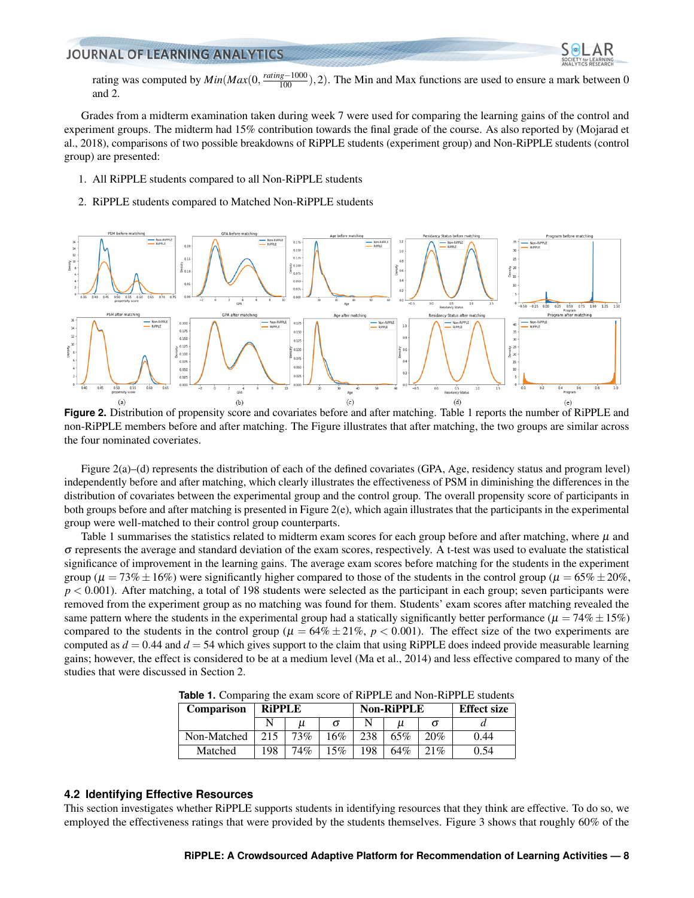rating was computed by $Min(Max(0, \frac{rating-1000}{100}), 2)$. The Min and Max functions are used to ensure a mark between 0 and 2.

Grades from a midterm examination taken during week 7 were used for comparing the learning gains of the control and experiment groups. The midterm had 15% contribution towards the final grade of the course. As also reported by (Mojarad et al., 2018), comparisons of two possible breakdowns of RiPPLE students (experiment group) and Non-RiPPLE students (control group) are presented:

1. All RiPPLE students compared to all Non-RiPPLE students
2. RiPPLE students compared to Matched Non-RiPPLE students

**Figure 2.** Distribution of propensity score and covariates before and after matching. Table 1 reports the number of RiPPLE and non-RiPPLE members before and after matching. The Figure illustrates that after matching, the two groups are similar across the four nominated coveriates.

Figure 2(a)–(d) represents the distribution of each of the defined covariates (GPA, Age, residency status and program level) independently before and after matching, which clearly illustrates the effectiveness of PSM in diminishing the differences in the distribution of covariates between the experimental group and the control group. The overall propensity score of participants in both groups before and after matching is presented in Figure 2(e), which again illustrates that the participants in the experimental group were well-matched to their control group counterparts.

Table 1 summarises the statistics related to midterm exam scores for each group before and after matching, where $\mu$ and $\sigma$ represents the average and standard deviation of the exam scores, respectively. A t-test was used to evaluate the statistical significance of improvement in the learning gains. The average exam scores before matching for the students in the experiment group ($\mu = 73\% \pm 16\%$) were significantly higher compared to those of the students in the control group ($\mu = 65\% \pm 20\%$, $p < 0.001$). After matching, a total of 198 students were selected as the participant in each group; seven participants were removed from the experiment group as no matching was found for them. Students' exam scores after matching revealed the same pattern where the students in the experimental group had a statically significantly better performance ($\mu = 74\% \pm 15\%$) compared to the students in the control group ($\mu = 64\% \pm 21\%$, $p < 0.001$). The effect size of the two experiments are computed as $d = 0.44$ and $d = 54$ which gives support to the claim that using RiPPLE does indeed provide measurable learning gains; however, the effect is considered to be at a medium level (Ma et al., 2014) and less effective compared to many of the studies that were discussed in Section 2.

**Table 1.** Comparing the exam score of RiPPLE and Non-RiPPLE students

| Comparison | RiPPLE | | | Non-RiPPLE | | | Effect size |
|---|---|---|---|---|---|---|---|
| | N | $\mu$ | $\sigma$ | N | $\mu$ | $\sigma$ | $d$ |
| Non-Matched | 215 | 73% | 16% | 238 | 65% | 20% | 0.44 |
| Matched | 198 | 74% | 15% | 198 | 64% | 21% | 0.54 |

### 4.2 Identifying Effective Resources

This section investigates whether RiPPLE supports students in identifying resources that they think are effective. To do so, we employed the effectiveness ratings that were provided by the students themselves. Figure 3 shows that roughly 60% of the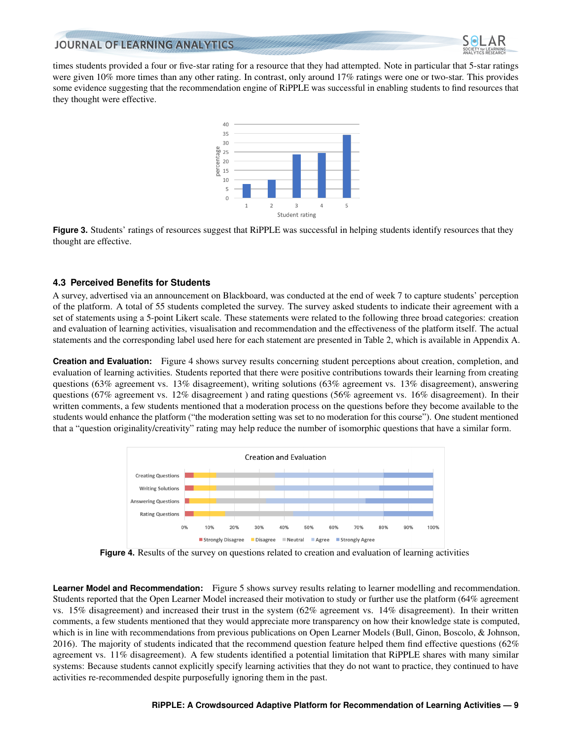times students provided a four or five-star rating for a resource that they had attempted. Note in particular that 5-star ratings were given 10% more times than any other rating. In contrast, only around 17% ratings were one or two-star. This provides some evidence suggesting that the recommendation engine of RiPPLE was successful in enabling students to find resources that they thought were effective.

**Figure 3.** Students' ratings of resources suggest that RiPPLE was successful in helping students identify resources that they thought are effective.

### 4.3 Perceived Benefits for Students

A survey, advertised via an announcement on Blackboard, was conducted at the end of week 7 to capture students' perception of the platform. A total of 55 students completed the survey. The survey asked students to indicate their agreement with a set of statements using a 5-point Likert scale. These statements were related to the following three broad categories: creation and evaluation of learning activities, visualisation and recommendation and the effectiveness of the platform itself. The actual statements and the corresponding label used here for each statement are presented in Table 2, which is available in Appendix A.

**Creation and Evaluation:** Figure 4 shows survey results concerning student perceptions about creation, completion, and evaluation of learning activities. Students reported that there were positive contributions towards their learning from creating questions (63% agreement vs. 13% disagreement), writing solutions (63% agreement vs. 13% disagreement), answering questions (67% agreement vs. 12% disagreement ) and rating questions (56% agreement vs. 16% disagreement). In their written comments, a few students mentioned that a moderation process on the questions before they become available to the students would enhance the platform ("the moderation setting was set to no moderation for this course"). One student mentioned that a "question originality/creativity" rating may help reduce the number of isomorphic questions that have a similar form.

**Figure 4.** Results of the survey on questions related to creation and evaluation of learning activities

**Learner Model and Recommendation:** Figure 5 shows survey results relating to learner modelling and recommendation. Students reported that the Open Learner Model increased their motivation to study or further use the platform (64% agreement vs. 15% disagreement) and increased their trust in the system (62% agreement vs. 14% disagreement). In their written comments, a few students mentioned that they would appreciate more transparency on how their knowledge state is computed, which is in line with recommendations from previous publications on Open Learner Models (Bull, Ginon, Boscolo, & Johnson, 2016). The majority of students indicated that the recommend question feature helped them find effective questions (62% agreement vs. 11% disagreement). A few students identified a potential limitation that RiPPLE shares with many similar systems: Because students cannot explicitly specify learning activities that they do not want to practice, they continued to have activities re-recommended despite purposefully ignoring them in the past.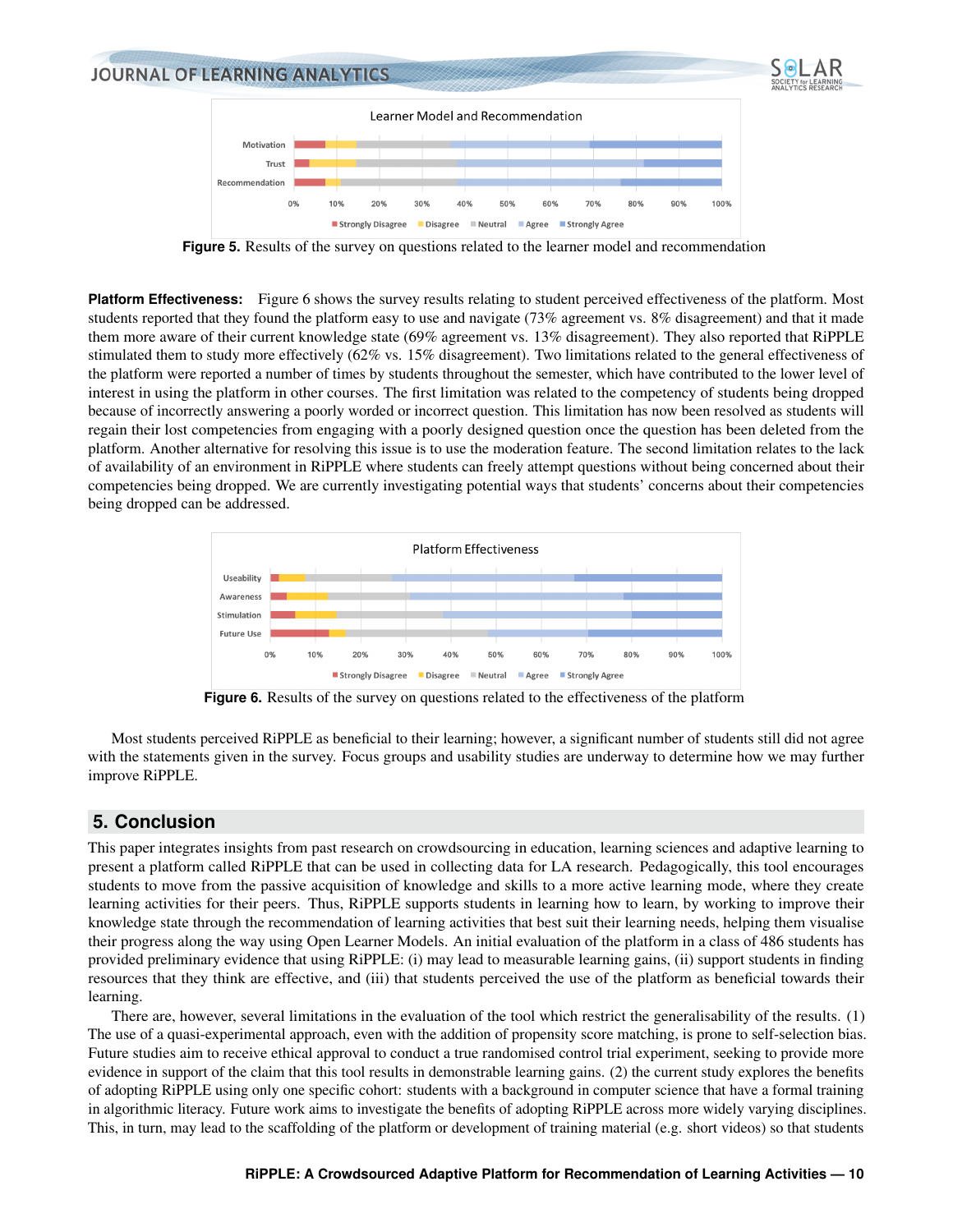Figure 5. Results of the survey on questions related to the learner model and recommendation

**Platform Effectiveness:** Figure 6 shows the survey results relating to student perceived effectiveness of the platform. Most students reported that they found the platform easy to use and navigate (73% agreement vs. 8% disagreement) and that it made them more aware of their current knowledge state (69% agreement vs. 13% disagreement). They also reported that RiPPLE stimulated them to study more effectively (62% vs. 15% disagreement). Two limitations related to the general effectiveness of the platform were reported a number of times by students throughout the semester, which have contributed to the lower level of interest in using the platform in other courses. The first limitation was related to the competency of students being dropped because of incorrectly answering a poorly worded or incorrect question. This limitation has now been resolved as students will regain their lost competencies from engaging with a poorly designed question once the question has been deleted from the platform. Another alternative for resolving this issue is to use the moderation feature. The second limitation relates to the lack of availability of an environment in RiPPLE where students can freely attempt questions without being concerned about their competencies being dropped. We are currently investigating potential ways that students' concerns about their competencies being dropped can be addressed.

Figure 6. Results of the survey on questions related to the effectiveness of the platform

Most students perceived RiPPLE as beneficial to their learning; however, a significant number of students still did not agree with the statements given in the survey. Focus groups and usability studies are underway to determine how we may further improve RiPPLE.

## 5. Conclusion

This paper integrates insights from past research on crowdsourcing in education, learning sciences and adaptive learning to present a platform called RiPPLE that can be used in collecting data for LA research. Pedagogically, this tool encourages students to move from the passive acquisition of knowledge and skills to a more active learning mode, where they create learning activities for their peers. Thus, RiPPLE supports students in learning how to learn, by working to improve their knowledge state through the recommendation of learning activities that best suit their learning needs, helping them visualise their progress along the way using Open Learner Models. An initial evaluation of the platform in a class of 486 students has provided preliminary evidence that using RiPPLE: (i) may lead to measurable learning gains, (ii) support students in finding resources that they think are effective, and (iii) that students perceived the use of the platform as beneficial towards their learning.

There are, however, several limitations in the evaluation of the tool which restrict the generalisability of the results. (1) The use of a quasi-experimental approach, even with the addition of propensity score matching, is prone to self-selection bias. Future studies aim to receive ethical approval to conduct a true randomised control trial experiment, seeking to provide more evidence in support of the claim that this tool results in demonstrable learning gains. (2) the current study explores the benefits of adopting RiPPLE using only one specific cohort: students with a background in computer science that have a formal training in algorithmic literacy. Future work aims to investigate the benefits of adopting RiPPLE across more widely varying disciplines. This, in turn, may lead to the scaffolding of the platform or development of training material (e.g. short videos) so that students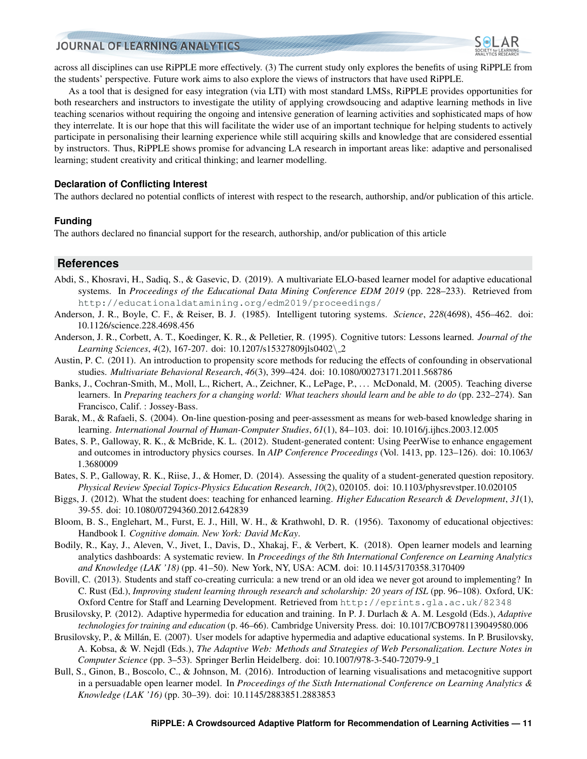across all disciplines can use RiPPLE more effectively. (3) The current study only explores the benefits of using RiPPLE from the students' perspective. Future work aims to also explore the views of instructors that have used RiPPLE.

As a tool that is designed for easy integration (via LTI) with most standard LMSs, RiPPLE provides opportunities for both researchers and instructors to investigate the utility of applying crowdsoucing and adaptive learning methods in live teaching scenarios without requiring the ongoing and intensive generation of learning activities and sophisticated maps of how they interrelate. It is our hope that this will facilitate the wider use of an important technique for helping students to actively participate in personalising their learning experience while still acquiring skills and knowledge that are considered essential by instructors. Thus, RiPPLE shows promise for advancing LA research in important areas like: adaptive and personalised learning; student creativity and critical thinking; and learner modelling.

### Declaration of Conflicting Interest

The authors declared no potential conflicts of interest with respect to the research, authorship, and/or publication of this article.

### Funding

The authors declared no financial support for the research, authorship, and/or publication of this article

## References

Abdi, S., Khosravi, H., Sadiq, S., & Gasevic, D. (2019). A multivariate ELO-based learner model for adaptive educational systems. In *Proceedings of the Educational Data Mining Conference EDM 2019* (pp. 228–233). Retrieved from http://educationaldatamining.org/edm2019/proceedings/

Anderson, J. R., Boyle, C. F., & Reiser, B. J. (1985). Intelligent tutoring systems. *Science*, *228*(4698), 456–462. doi: 10.1126/science.228.4698.456

Anderson, J. R., Corbett, A. T., Koedinger, K. R., & Pelletier, R. (1995). Cognitive tutors: Lessons learned. *Journal of the Learning Sciences*, *4*(2), 167-207. doi: 10.1207/s15327809jls0402\_2

Austin, P. C. (2011). An introduction to propensity score methods for reducing the effects of confounding in observational studies. *Multivariate Behavioral Research*, *46*(3), 399–424. doi: 10.1080/00273171.2011.568786

Banks, J., Cochran-Smith, M., Moll, L., Richert, A., Zeichner, K., LePage, P., . . . McDonald, M. (2005). Teaching diverse learners. In *Preparing teachers for a changing world: What teachers should learn and be able to do* (pp. 232–274). San Francisco, Calif. : Jossey-Bass.

Barak, M., & Rafaeli, S. (2004). On-line question-posing and peer-assessment as means for web-based knowledge sharing in learning. *International Journal of Human-Computer Studies*, *61*(1), 84–103. doi: 10.1016/j.ijhcs.2003.12.005

Bates, S. P., Galloway, R. K., & McBride, K. L. (2012). Student-generated content: Using PeerWise to enhance engagement and outcomes in introductory physics courses. In *AIP Conference Proceedings* (Vol. 1413, pp. 123–126). doi: 10.1063/1.3680009

Bates, S. P., Galloway, R. K., Riise, J., & Homer, D. (2014). Assessing the quality of a student-generated question repository. *Physical Review Special Topics-Physics Education Research*, *10*(2), 020105. doi: 10.1103/physrevstper.10.020105

Biggs, J. (2012). What the student does: teaching for enhanced learning. *Higher Education Research & Development*, *31*(1), 39-55. doi: 10.1080/07294360.2012.642839

Bloom, B. S., Englehart, M., Furst, E. J., Hill, W. H., & Krathwohl, D. R. (1956). Taxonomy of educational objectives: Handbook I. *Cognitive domain. New York: David McKay*.

Bodily, R., Kay, J., Aleven, V., Jivet, I., Davis, D., Xhakaj, F., & Verbert, K. (2018). Open learner models and learning analytics dashboards: A systematic review. In *Proceedings of the 8th International Conference on Learning Analytics and Knowledge (LAK '18)* (pp. 41–50). New York, NY, USA: ACM. doi: 10.1145/3170358.3170409

Bovill, C. (2013). Students and staff co-creating curricula: a new trend or an old idea we never got around to implementing? In C. Rust (Ed.), *Improving student learning through research and scholarship: 20 years of ISL* (pp. 96–108). Oxford, UK: Oxford Centre for Staff and Learning Development. Retrieved from http://eprints.gla.ac.uk/82348

Brusilovsky, P. (2012). Adaptive hypermedia for education and training. In P. J. Durlach & A. M. Lesgold (Eds.), *Adaptive technologies for training and education* (p. 46–66). Cambridge University Press. doi: 10.1017/CBO9781139049580.006

Brusilovsky, P., & Millán, E. (2007). User models for adaptive hypermedia and adaptive educational systems. In P. Brusilovsky, A. Kobsa, & W. Nejdl (Eds.), *The Adaptive Web: Methods and Strategies of Web Personalization. Lecture Notes in Computer Science* (pp. 3–53). Springer Berlin Heidelberg. doi: 10.1007/978-3-540-72079-9_1

Bull, S., Ginon, B., Boscolo, C., & Johnson, M. (2016). Introduction of learning visualisations and metacognitive support in a persuadable open learner model. In *Proceedings of the Sixth International Conference on Learning Analytics & Knowledge (LAK '16)* (pp. 30–39). doi: 10.1145/2883851.2883853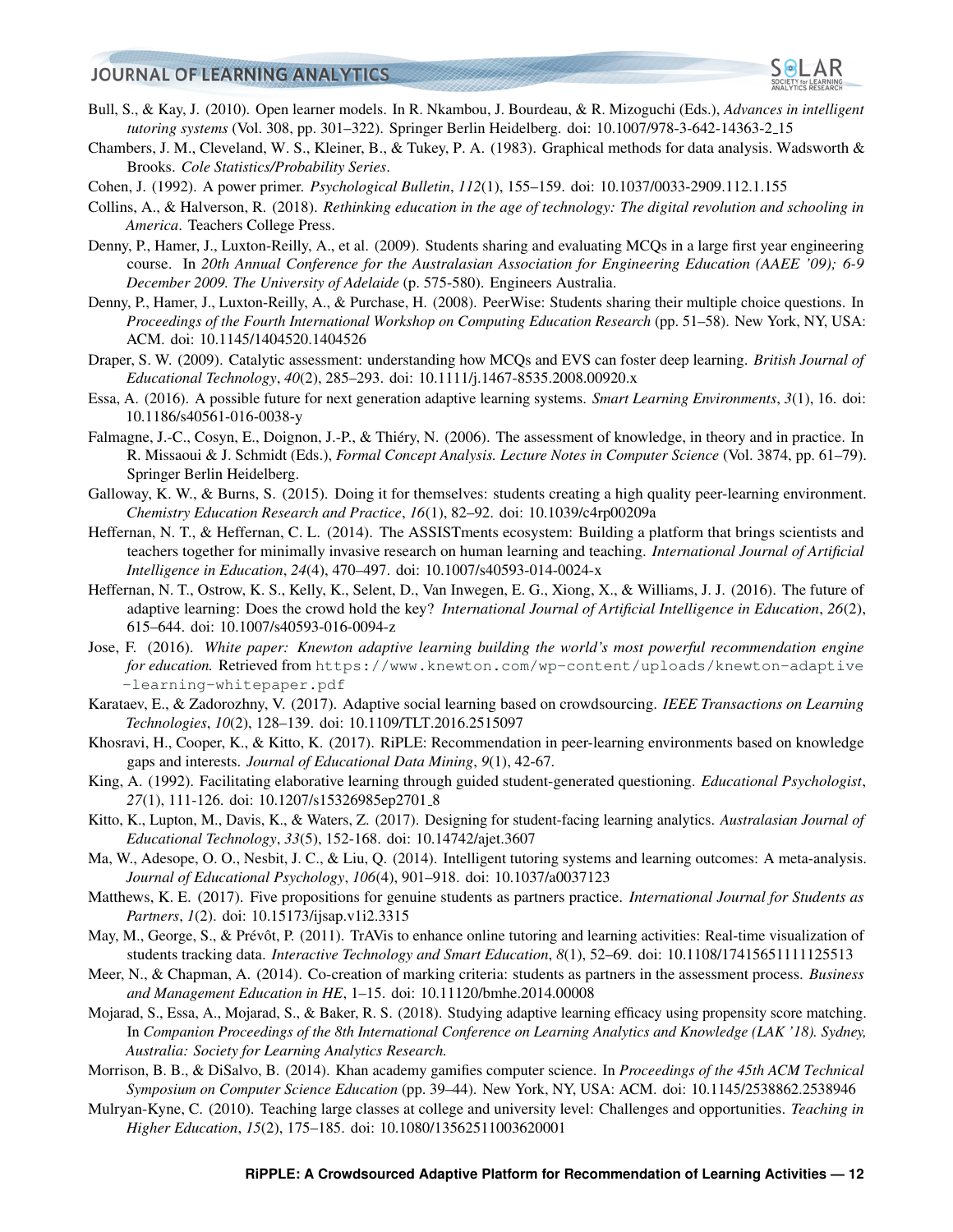Bull, S., & Kay, J. (2010). Open learner models. In R. Nkambou, J. Bourdeau, & R. Mizoguchi (Eds.), *Advances in intelligent tutoring systems* (Vol. 308, pp. 301–322). Springer Berlin Heidelberg. doi: 10.1007/978-3-642-14363-2_15

Chambers, J. M., Cleveland, W. S., Kleiner, B., & Tukey, P. A. (1983). Graphical methods for data analysis. Wadsworth & Brooks. *Cole Statistics/Probability Series*.

Cohen, J. (1992). A power primer. *Psychological Bulletin*, *112*(1), 155–159. doi: 10.1037/0033-2909.112.1.155

Collins, A., & Halverson, R. (2018). *Rethinking education in the age of technology: The digital revolution and schooling in America*. Teachers College Press.

Denny, P., Hamer, J., Luxton-Reilly, A., et al. (2009). Students sharing and evaluating MCQs in a large first year engineering course. In *20th Annual Conference for the Australasian Association for Engineering Education (AAEE '09); 6-9 December 2009. The University of Adelaide* (p. 575-580). Engineers Australia.

Denny, P., Hamer, J., Luxton-Reilly, A., & Purchase, H. (2008). PeerWise: Students sharing their multiple choice questions. In *Proceedings of the Fourth International Workshop on Computing Education Research* (pp. 51–58). New York, NY, USA: ACM. doi: 10.1145/1404520.1404526

Draper, S. W. (2009). Catalytic assessment: understanding how MCQs and EVS can foster deep learning. *British Journal of Educational Technology*, *40*(2), 285–293. doi: 10.1111/j.1467-8535.2008.00920.x

Essa, A. (2016). A possible future for next generation adaptive learning systems. *Smart Learning Environments*, *3*(1), 16. doi: 10.1186/s40561-016-0038-y

Falmagne, J.-C., Cosyn, E., Doignon, J.-P., & Thiéry, N. (2006). The assessment of knowledge, in theory and in practice. In R. Missaoui & J. Schmidt (Eds.), *Formal Concept Analysis. Lecture Notes in Computer Science* (Vol. 3874, pp. 61–79). Springer Berlin Heidelberg.

Galloway, K. W., & Burns, S. (2015). Doing it for themselves: students creating a high quality peer-learning environment. *Chemistry Education Research and Practice*, *16*(1), 82–92. doi: 10.1039/c4rp00209a

Heffernan, N. T., & Heffernan, C. L. (2014). The ASSISTments ecosystem: Building a platform that brings scientists and teachers together for minimally invasive research on human learning and teaching. *International Journal of Artificial Intelligence in Education*, *24*(4), 470–497. doi: 10.1007/s40593-014-0024-x

Heffernan, N. T., Ostrow, K. S., Kelly, K., Selent, D., Van Inwegen, E. G., Xiong, X., & Williams, J. J. (2016). The future of adaptive learning: Does the crowd hold the key? *International Journal of Artificial Intelligence in Education*, *26*(2), 615–644. doi: 10.1007/s40593-016-0094-z

Jose, F. (2016). *White paper: Knewton adaptive learning building the world's most powerful recommendation engine for education.* Retrieved from https://www.knewton.com/wp-content/uploads/knewton-adaptive-learning-whitepaper.pdf

Karataev, E., & Zadorozhny, V. (2017). Adaptive social learning based on crowdsourcing. *IEEE Transactions on Learning Technologies*, *10*(2), 128–139. doi: 10.1109/TLT.2016.2515097

Khosravi, H., Cooper, K., & Kitto, K. (2017). RiPLE: Recommendation in peer-learning environments based on knowledge gaps and interests. *Journal of Educational Data Mining*, *9*(1), 42-67.

King, A. (1992). Facilitating elaborative learning through guided student-generated questioning. *Educational Psychologist*, *27*(1), 111-126. doi: 10.1207/s15326985ep2701_8

Kitto, K., Lupton, M., Davis, K., & Waters, Z. (2017). Designing for student-facing learning analytics. *Australasian Journal of Educational Technology*, *33*(5), 152-168. doi: 10.14742/ajet.3607

Ma, W., Adesope, O. O., Nesbit, J. C., & Liu, Q. (2014). Intelligent tutoring systems and learning outcomes: A meta-analysis. *Journal of Educational Psychology*, *106*(4), 901–918. doi: 10.1037/a0037123

Matthews, K. E. (2017). Five propositions for genuine students as partners practice. *International Journal for Students as Partners*, *1*(2). doi: 10.15173/ijsap.v1i2.3315

May, M., George, S., & Prévôt, P. (2011). TrAVis to enhance online tutoring and learning activities: Real-time visualization of students tracking data. *Interactive Technology and Smart Education*, *8*(1), 52–69. doi: 10.1108/17415651111125513

Meer, N., & Chapman, A. (2014). Co-creation of marking criteria: students as partners in the assessment process. *Business and Management Education in HE*, 1–15. doi: 10.11120/bmhe.2014.00008

Mojarad, S., Essa, A., Mojarad, S., & Baker, R. S. (2018). Studying adaptive learning efficacy using propensity score matching. In *Companion Proceedings of the 8th International Conference on Learning Analytics and Knowledge (LAK '18). Sydney, Australia: Society for Learning Analytics Research.*

Morrison, B. B., & DiSalvo, B. (2014). Khan academy gamifies computer science. In *Proceedings of the 45th ACM Technical Symposium on Computer Science Education* (pp. 39–44). New York, NY, USA: ACM. doi: 10.1145/2538862.2538946

Mulryan-Kyne, C. (2010). Teaching large classes at college and university level: Challenges and opportunities. *Teaching in Higher Education*, *15*(2), 175–185. doi: 10.1080/13562511003620001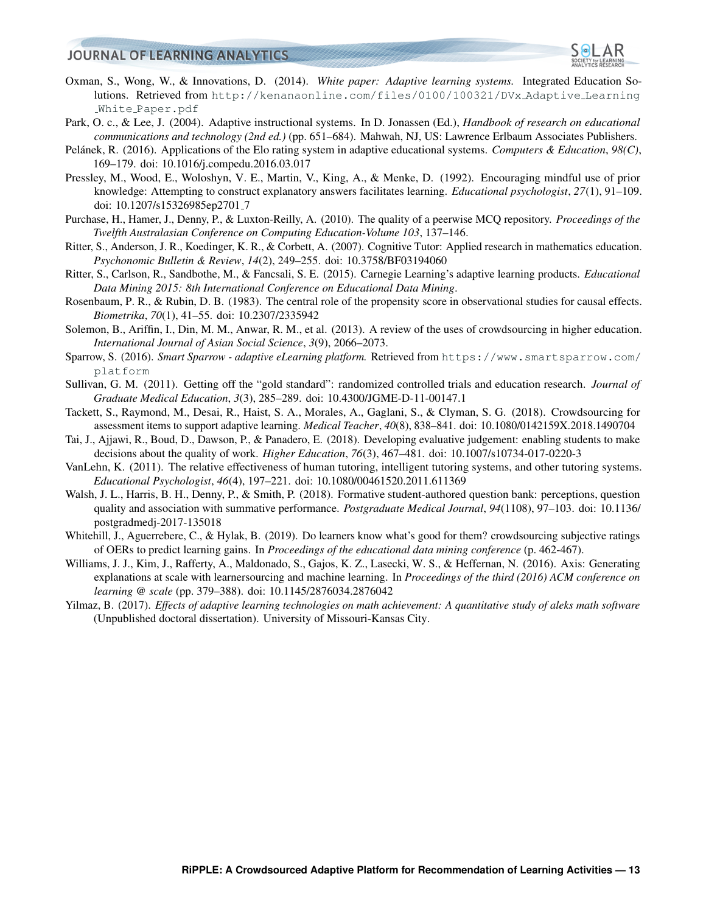Oxman, S., Wong, W., & Innovations, D. (2014). *White paper: Adaptive learning systems.* Integrated Education Solutions. Retrieved from http://kenanaonline.com/files/0100/100321/DVx_Adaptive_Learning_White_Paper.pdf

Park, O. c., & Lee, J. (2004). Adaptive instructional systems. In D. Jonassen (Ed.), *Handbook of research on educational communications and technology (2nd ed.)* (pp. 651–684). Mahwah, NJ, US: Lawrence Erlbaum Associates Publishers.

Pelánek, R. (2016). Applications of the Elo rating system in adaptive educational systems. *Computers & Education*, *98(C)*, 169–179. doi: 10.1016/j.compedu.2016.03.017

Pressley, M., Wood, E., Woloshyn, V. E., Martin, V., King, A., & Menke, D. (1992). Encouraging mindful use of prior knowledge: Attempting to construct explanatory answers facilitates learning. *Educational psychologist*, *27*(1), 91–109. doi: 10.1207/s15326985ep2701_7

Purchase, H., Hamer, J., Denny, P., & Luxton-Reilly, A. (2010). The quality of a peerwise MCQ repository. *Proceedings of the Twelfth Australasian Conference on Computing Education-Volume 103*, 137–146.

Ritter, S., Anderson, J. R., Koedinger, K. R., & Corbett, A. (2007). Cognitive Tutor: Applied research in mathematics education. *Psychonomic Bulletin & Review*, *14*(2), 249–255. doi: 10.3758/BF03194060

Ritter, S., Carlson, R., Sandbothe, M., & Fancsali, S. E. (2015). Carnegie Learning's adaptive learning products. *Educational Data Mining 2015: 8th International Conference on Educational Data Mining*.

Rosenbaum, P. R., & Rubin, D. B. (1983). The central role of the propensity score in observational studies for causal effects. *Biometrika*, *70*(1), 41–55. doi: 10.2307/2335942

Solemon, B., Ariffin, I., Din, M. M., Anwar, R. M., et al. (2013). A review of the uses of crowdsourcing in higher education. *International Journal of Asian Social Science*, *3*(9), 2066–2073.

Sparrow, S. (2016). *Smart Sparrow - adaptive eLearning platform.* Retrieved from https://www.smartsparrow.com/platform

Sullivan, G. M. (2011). Getting off the "gold standard": randomized controlled trials and education research. *Journal of Graduate Medical Education*, *3*(3), 285–289. doi: 10.4300/JGME-D-11-00147.1

Tackett, S., Raymond, M., Desai, R., Haist, S. A., Morales, A., Gaglani, S., & Clyman, S. G. (2018). Crowdsourcing for assessment items to support adaptive learning. *Medical Teacher*, *40*(8), 838–841. doi: 10.1080/0142159X.2018.1490704

Tai, J., Ajjawi, R., Boud, D., Dawson, P., & Panadero, E. (2018). Developing evaluative judgement: enabling students to make decisions about the quality of work. *Higher Education*, *76*(3), 467–481. doi: 10.1007/s10734-017-0220-3

VanLehn, K. (2011). The relative effectiveness of human tutoring, intelligent tutoring systems, and other tutoring systems. *Educational Psychologist*, *46*(4), 197–221. doi: 10.1080/00461520.2011.611369

Walsh, J. L., Harris, B. H., Denny, P., & Smith, P. (2018). Formative student-authored question bank: perceptions, question quality and association with summative performance. *Postgraduate Medical Journal*, *94*(1108), 97–103. doi: 10.1136/postgradmedj-2017-135018

Whitehill, J., Aguerrebere, C., & Hylak, B. (2019). Do learners know what's good for them? crowdsourcing subjective ratings of OERs to predict learning gains. In *Proceedings of the educational data mining conference* (p. 462-467).

Williams, J. J., Kim, J., Rafferty, A., Maldonado, S., Gajos, K. Z., Lasecki, W. S., & Heffernan, N. (2016). Axis: Generating explanations at scale with learnersourcing and machine learning. In *Proceedings of the third (2016) ACM conference on learning @ scale* (pp. 379–388). doi: 10.1145/2876034.2876042

Yilmaz, B. (2017). *Effects of adaptive learning technologies on math achievement: A quantitative study of aleks math software* (Unpublished doctoral dissertation). University of Missouri-Kansas City.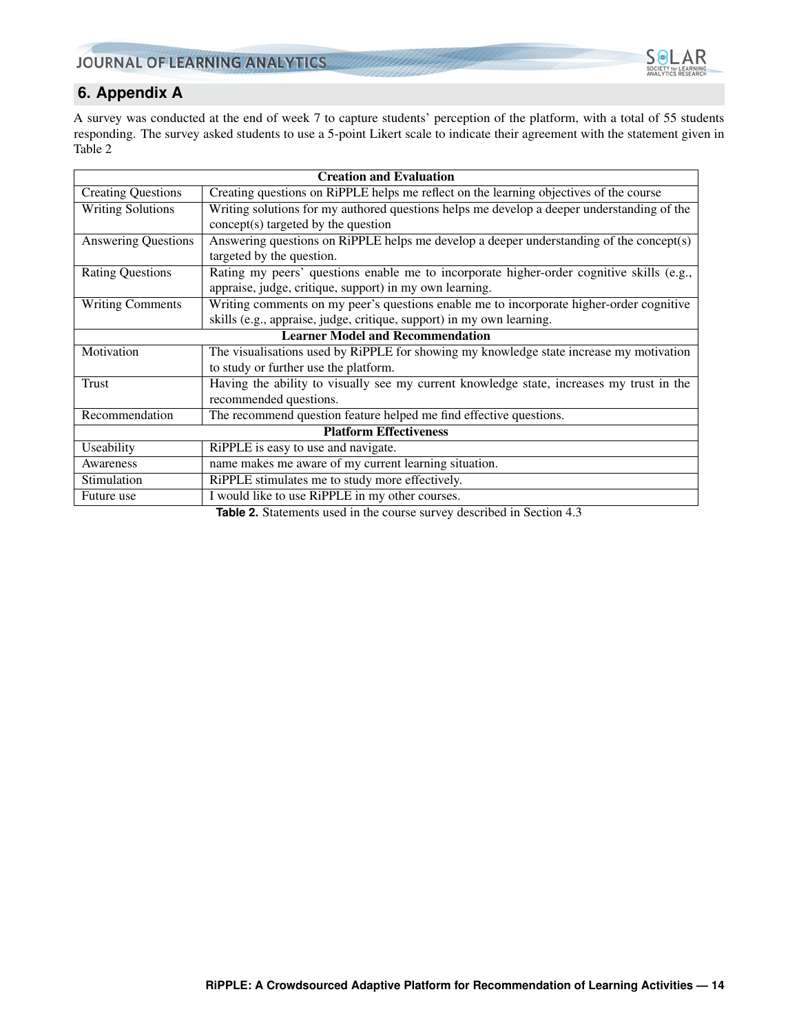## 6. Appendix A

A survey was conducted at the end of week 7 to capture students' perception of the platform, with a total of 55 students responding. The survey asked students to use a 5-point Likert scale to indicate their agreement with the statement given in Table 2

| | |
|---|---|
| **Creation and Evaluation** | |
| Creating Questions | Creating questions on RiPPLE helps me reflect on the learning objectives of the course |
| Writing Solutions | Writing solutions for my authored questions helps me develop a deeper understanding of the concept(s) targeted by the question |
| Answering Questions | Answering questions on RiPPLE helps me develop a deeper understanding of the concept(s) targeted by the question. |
| Rating Questions | Rating my peers' questions enable me to incorporate higher-order cognitive skills (e.g., appraise, judge, critique, support) in my own learning. |
| Writing Comments | Writing comments on my peer's questions enable me to incorporate higher-order cognitive skills (e.g., appraise, judge, critique, support) in my own learning. |
| **Learner Model and Recommendation** | |
| Motivation | The visualisations used by RiPPLE for showing my knowledge state increase my motivation to study or further use the platform. |
| Trust | Having the ability to visually see my current knowledge state, increases my trust in the recommended questions. |
| Recommendation | The recommend question feature helped me find effective questions. |
| **Platform Effectiveness** | |
| Useability | RiPPLE is easy to use and navigate. |
| Awareness | name makes me aware of my current learning situation. |
| Stimulation | RiPPLE stimulates me to study more effectively. |
| Future use | I would like to use RiPPLE in my other courses. |

**Table 2.** Statements used in the course survey described in Section 4.3